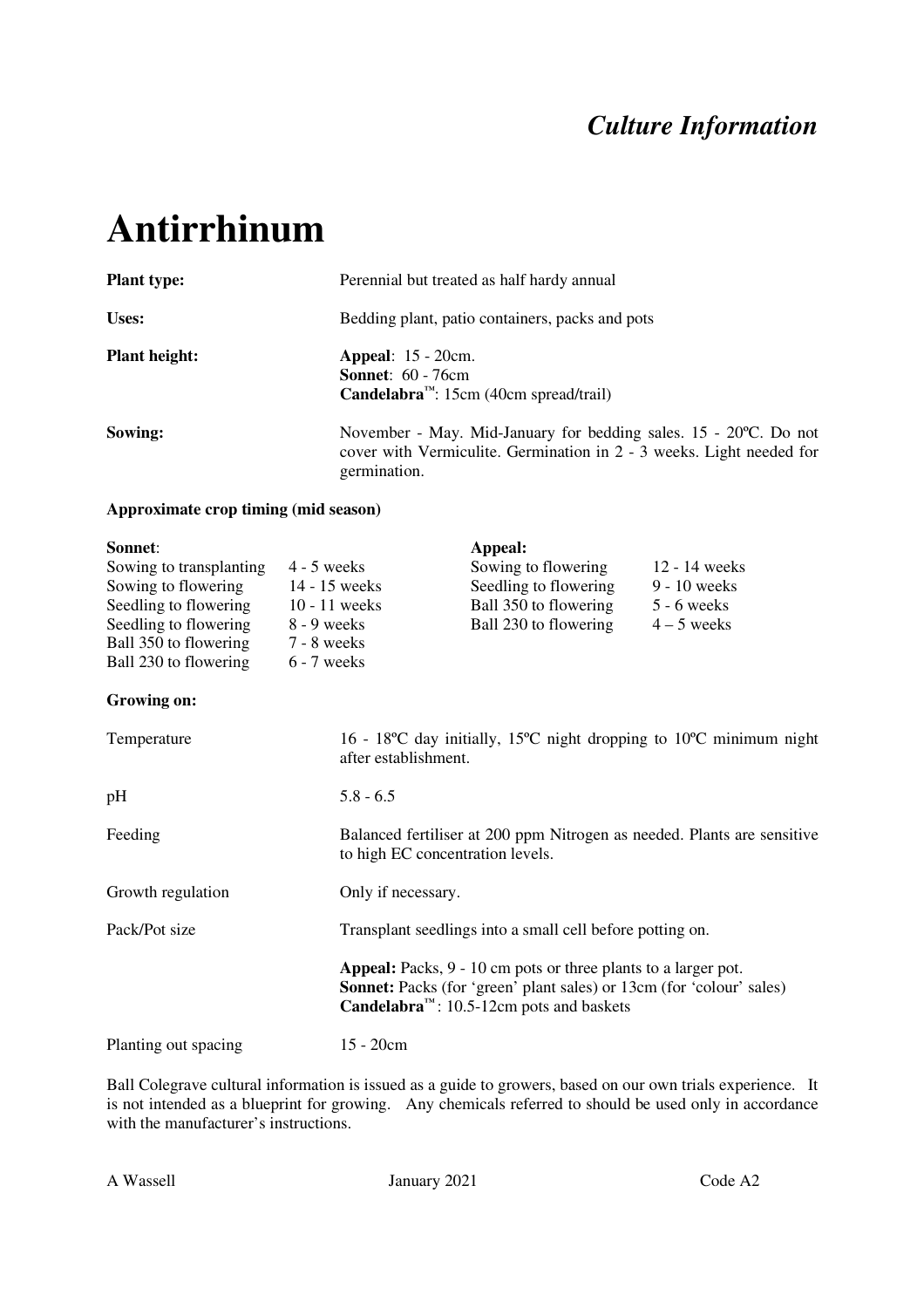*Culture Information*

# Antirrhinum

| | |
|---|---|
| **Plant type:** | Perennial but treated as half hardy annual |
| **Uses:** | Bedding plant, patio containers, packs and pots |
| **Plant height:** | **Appeal**: 15 - 20cm.<br>**Sonnet**: 60 - 76cm<br>**Candelabra**™: 15cm (40cm spread/trail) |
| **Sowing:** | November - May. Mid-January for bedding sales. 15 - 20ºC. Do not cover with Vermiculite. Germination in 2 - 3 weeks. Light needed for germination. |

**Approximate crop timing (mid season)**

**Sonnet**:

| | |
|---|---|
| Sowing to transplanting | 4 - 5 weeks |
| Sowing to flowering | 14 - 15 weeks |
| Seedling to flowering | 10 - 11 weeks |
| Seedling to flowering | 8 - 9 weeks |
| Ball 350 to flowering | 7 - 8 weeks |
| Ball 230 to flowering | 6 - 7 weeks |

**Appeal:**

| | |
|---|---|
| Sowing to flowering | 12 - 14 weeks |
| Seedling to flowering | 9 - 10 weeks |
| Ball 350 to flowering | 5 - 6 weeks |
| Ball 230 to flowering | 4 – 5 weeks |

**Growing on:**

| | |
|---|---|
| Temperature | 16 - 18ºC day initially, 15ºC night dropping to 10ºC minimum night after establishment. |
| pH | 5.8 - 6.5 |
| Feeding | Balanced fertiliser at 200 ppm Nitrogen as needed. Plants are sensitive to high EC concentration levels. |
| Growth regulation | Only if necessary. |
| Pack/Pot size | Transplant seedlings into a small cell before potting on.<br><br>**Appeal:** Packs, 9 - 10 cm pots or three plants to a larger pot.<br>**Sonnet:** Packs (for 'green' plant sales) or 13cm (for 'colour' sales)<br>**Candelabra**™: 10.5-12cm pots and baskets |
| Planting out spacing | 15 - 20cm |

Ball Colegrave cultural information is issued as a guide to growers, based on our own trials experience. It is not intended as a blueprint for growing. Any chemicals referred to should be used only in accordance with the manufacturer's instructions.

A Wassell January 2021 Code A2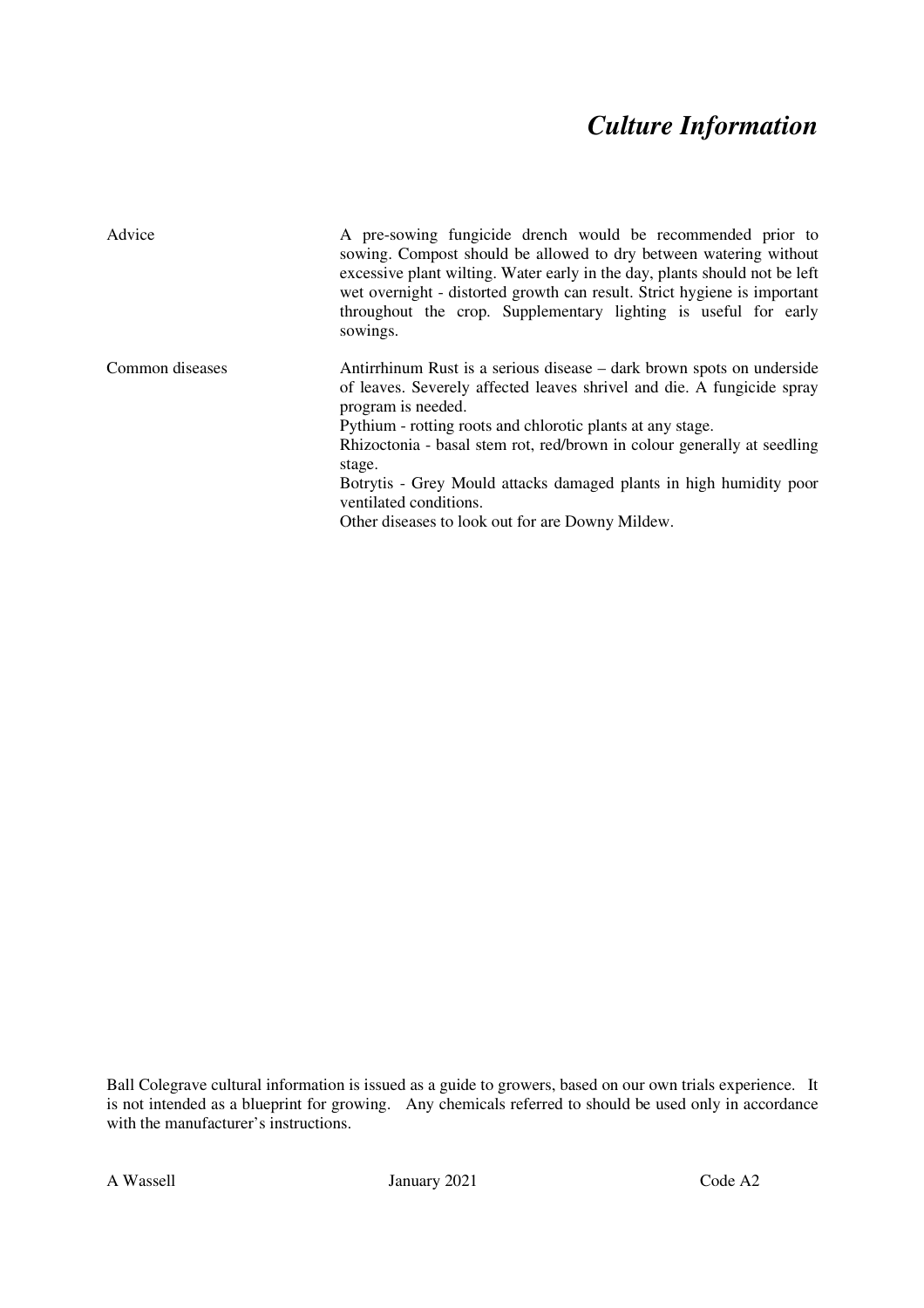# *Culture Information*

| | |
|---|---|
| Advice | A pre-sowing fungicide drench would be recommended prior to sowing. Compost should be allowed to dry between watering without excessive plant wilting. Water early in the day, plants should not be left wet overnight - distorted growth can result. Strict hygiene is important throughout the crop. Supplementary lighting is useful for early sowings. |
| Common diseases | Antirrhinum Rust is a serious disease – dark brown spots on underside of leaves. Severely affected leaves shrivel and die. A fungicide spray program is needed.<br>Pythium - rotting roots and chlorotic plants at any stage.<br>Rhizoctonia - basal stem rot, red/brown in colour generally at seedling stage.<br>Botrytis - Grey Mould attacks damaged plants in high humidity poor ventilated conditions.<br>Other diseases to look out for are Downy Mildew. |

Ball Colegrave cultural information is issued as a guide to growers, based on our own trials experience. It is not intended as a blueprint for growing. Any chemicals referred to should be used only in accordance with the manufacturer's instructions.

A Wassell January 2021 Code A2